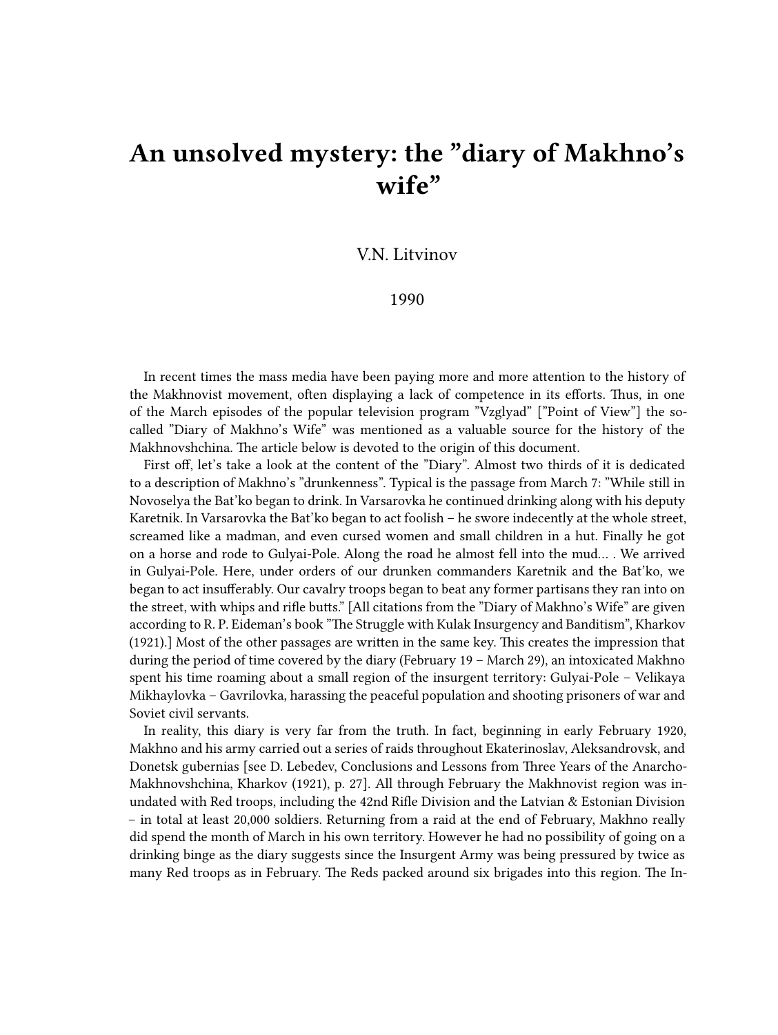# An unsolved mystery: the "diary of Makhno's wife"

V.N. Litvinov

1990

In recent times the mass media have been paying more and more attention to the history of the Makhnovist movement, often displaying a lack of competence in its efforts. Thus, in one of the March episodes of the popular television program "Vzglyad" ["Point of View"] the so-called "Diary of Makhno's Wife" was mentioned as a valuable source for the history of the Makhnovshchina. The article below is devoted to the origin of this document.

First off, let's take a look at the content of the "Diary". Almost two thirds of it is dedicated to a description of Makhno's "drunkenness". Typical is the passage from March 7: "While still in Novoselya the Bat'ko began to drink. In Varsarovka he continued drinking along with his deputy Karetnik. In Varsarovka the Bat'ko began to act foolish – he swore indecently at the whole street, screamed like a madman, and even cursed women and small children in a hut. Finally he got on a horse and rode to Gulyai-Pole. Along the road he almost fell into the mud… . We arrived in Gulyai-Pole. Here, under orders of our drunken commanders Karetnik and the Bat'ko, we began to act insufferably. Our cavalry troops began to beat any former partisans they ran into on the street, with whips and rifle butts." [All citations from the "Diary of Makhno's Wife" are given according to R. P. Eideman's book "The Struggle with Kulak Insurgency and Banditism", Kharkov (1921).] Most of the other passages are written in the same key. This creates the impression that during the period of time covered by the diary (February 19 – March 29), an intoxicated Makhno spent his time roaming about a small region of the insurgent territory: Gulyai-Pole – Velikaya Mikhaylovka – Gavrilovka, harassing the peaceful population and shooting prisoners of war and Soviet civil servants.

In reality, this diary is very far from the truth. In fact, beginning in early February 1920, Makhno and his army carried out a series of raids throughout Ekaterinoslav, Aleksandrovsk, and Donetsk gubernias [see D. Lebedev, Conclusions and Lessons from Three Years of the Anarcho-Makhnovshchina, Kharkov (1921), p. 27]. All through February the Makhnovist region was inundated with Red troops, including the 42nd Rifle Division and the Latvian & Estonian Division – in total at least 20,000 soldiers. Returning from a raid at the end of February, Makhno really did spend the month of March in his own territory. However he had no possibility of going on a drinking binge as the diary suggests since the Insurgent Army was being pressured by twice as many Red troops as in February. The Reds packed around six brigades into this region. The In-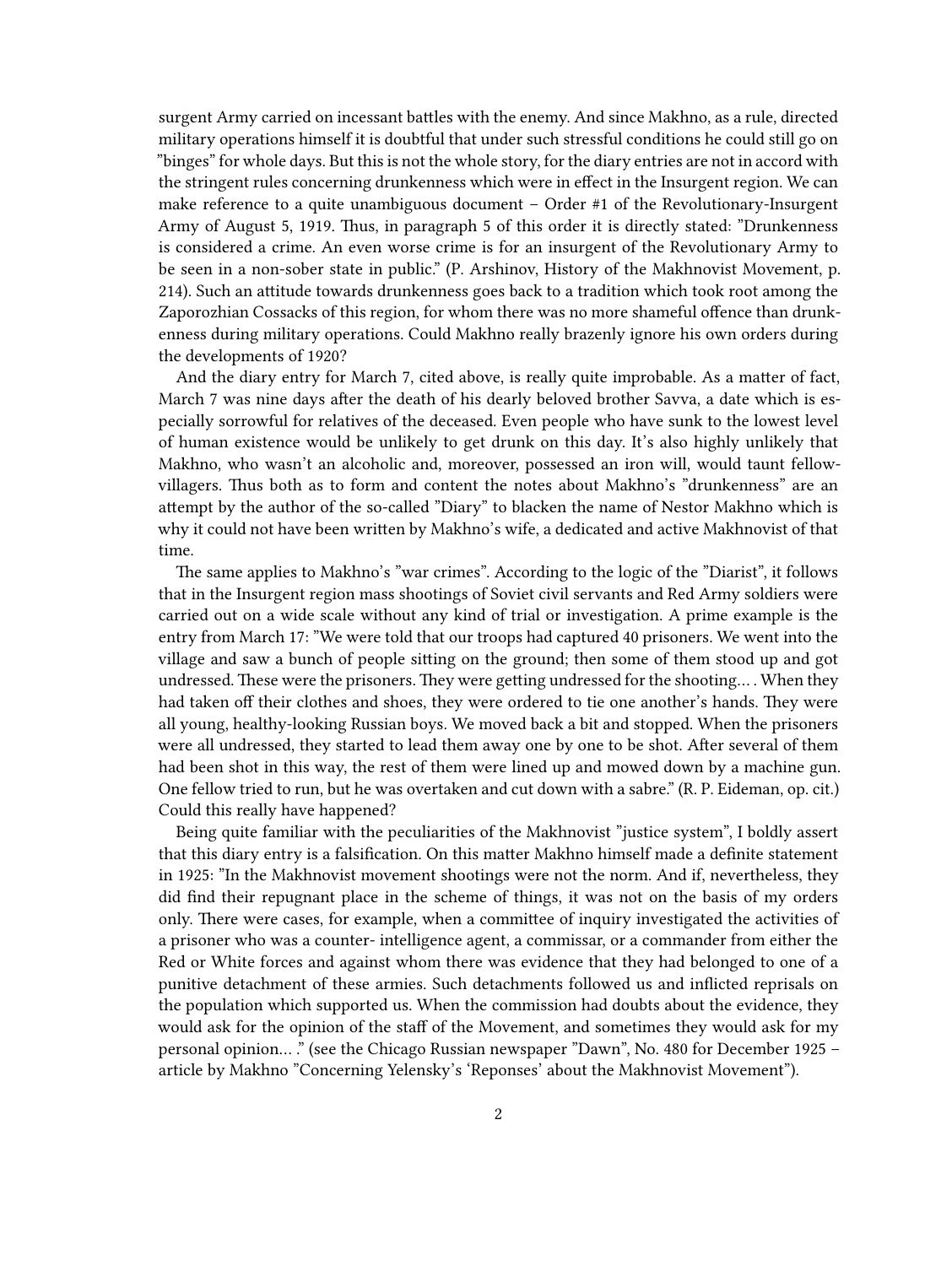surgent Army carried on incessant battles with the enemy. And since Makhno, as a rule, directed military operations himself it is doubtful that under such stressful conditions he could still go on "binges" for whole days. But this is not the whole story, for the diary entries are not in accord with the stringent rules concerning drunkenness which were in effect in the Insurgent region. We can make reference to a quite unambiguous document – Order #1 of the Revolutionary-Insurgent Army of August 5, 1919. Thus, in paragraph 5 of this order it is directly stated: "Drunkenness is considered a crime. An even worse crime is for an insurgent of the Revolutionary Army to be seen in a non-sober state in public." (P. Arshinov, History of the Makhnovist Movement, p. 214). Such an attitude towards drunkenness goes back to a tradition which took root among the Zaporozhian Cossacks of this region, for whom there was no more shameful offence than drunkenness during military operations. Could Makhno really brazenly ignore his own orders during the developments of 1920?

And the diary entry for March 7, cited above, is really quite improbable. As a matter of fact, March 7 was nine days after the death of his dearly beloved brother Savva, a date which is especially sorrowful for relatives of the deceased. Even people who have sunk to the lowest level of human existence would be unlikely to get drunk on this day. It's also highly unlikely that Makhno, who wasn't an alcoholic and, moreover, possessed an iron will, would taunt fellow-villagers. Thus both as to form and content the notes about Makhno's "drunkenness" are an attempt by the author of the so-called "Diary" to blacken the name of Nestor Makhno which is why it could not have been written by Makhno's wife, a dedicated and active Makhnovist of that time.

The same applies to Makhno's "war crimes". According to the logic of the "Diarist", it follows that in the Insurgent region mass shootings of Soviet civil servants and Red Army soldiers were carried out on a wide scale without any kind of trial or investigation. A prime example is the entry from March 17: "We were told that our troops had captured 40 prisoners. We went into the village and saw a bunch of people sitting on the ground; then some of them stood up and got undressed. These were the prisoners. They were getting undressed for the shooting… . When they had taken off their clothes and shoes, they were ordered to tie one another's hands. They were all young, healthy-looking Russian boys. We moved back a bit and stopped. When the prisoners were all undressed, they started to lead them away one by one to be shot. After several of them had been shot in this way, the rest of them were lined up and mowed down by a machine gun. One fellow tried to run, but he was overtaken and cut down with a sabre." (R. P. Eideman, op. cit.) Could this really have happened?

Being quite familiar with the peculiarities of the Makhnovist "justice system", I boldly assert that this diary entry is a falsification. On this matter Makhno himself made a definite statement in 1925: "In the Makhnovist movement shootings were not the norm. And if, nevertheless, they did find their repugnant place in the scheme of things, it was not on the basis of my orders only. There were cases, for example, when a committee of inquiry investigated the activities of a prisoner who was a counter- intelligence agent, a commissar, or a commander from either the Red or White forces and against whom there was evidence that they had belonged to one of a punitive detachment of these armies. Such detachments followed us and inflicted reprisals on the population which supported us. When the commission had doubts about the evidence, they would ask for the opinion of the staff of the Movement, and sometimes they would ask for my personal opinion… ." (see the Chicago Russian newspaper "Dawn", No. 480 for December 1925 – article by Makhno "Concerning Yelensky's 'Reponses' about the Makhnovist Movement").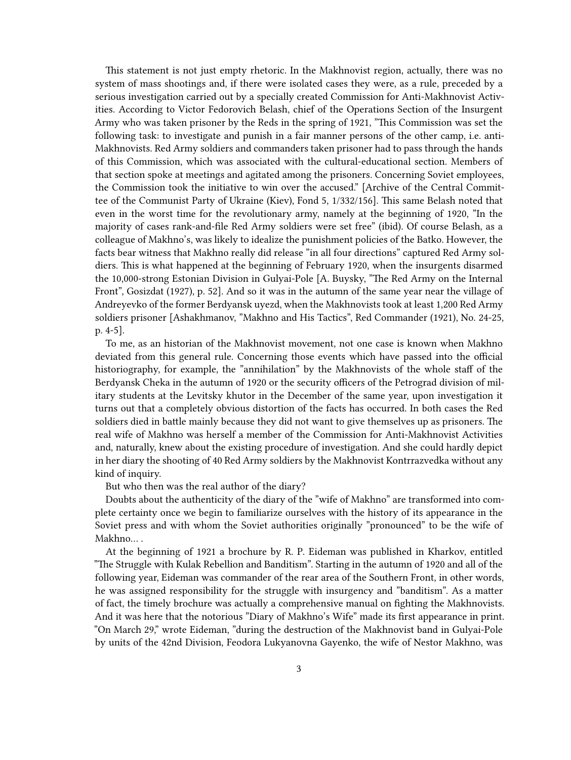This statement is not just empty rhetoric. In the Makhnovist region, actually, there was no system of mass shootings and, if there were isolated cases they were, as a rule, preceded by a serious investigation carried out by a specially created Commission for Anti-Makhnovist Activities. According to Victor Fedorovich Belash, chief of the Operations Section of the Insurgent Army who was taken prisoner by the Reds in the spring of 1921, "This Commission was set the following task: to investigate and punish in a fair manner persons of the other camp, i.e. anti-Makhnovists. Red Army soldiers and commanders taken prisoner had to pass through the hands of this Commission, which was associated with the cultural-educational section. Members of that section spoke at meetings and agitated among the prisoners. Concerning Soviet employees, the Commission took the initiative to win over the accused." [Archive of the Central Committee of the Communist Party of Ukraine (Kiev), Fond 5, 1/332/156]. This same Belash noted that even in the worst time for the revolutionary army, namely at the beginning of 1920, "In the majority of cases rank-and-file Red Army soldiers were set free" (ibid). Of course Belash, as a colleague of Makhno's, was likely to idealize the punishment policies of the Batko. However, the facts bear witness that Makhno really did release "in all four directions" captured Red Army soldiers. This is what happened at the beginning of February 1920, when the insurgents disarmed the 10,000-strong Estonian Division in Gulyai-Pole [A. Buysky, "The Red Army on the Internal Front", Gosizdat (1927), p. 52]. And so it was in the autumn of the same year near the village of Andreyevko of the former Berdyansk uyezd, when the Makhnovists took at least 1,200 Red Army soldiers prisoner [Ashakhmanov, "Makhno and His Tactics", Red Commander (1921), No. 24-25, p. 4-5].

To me, as an historian of the Makhnovist movement, not one case is known when Makhno deviated from this general rule. Concerning those events which have passed into the official historiography, for example, the "annihilation" by the Makhnovists of the whole staff of the Berdyansk Cheka in the autumn of 1920 or the security officers of the Petrograd division of military students at the Levitsky khutor in the December of the same year, upon investigation it turns out that a completely obvious distortion of the facts has occurred. In both cases the Red soldiers died in battle mainly because they did not want to give themselves up as prisoners. The real wife of Makhno was herself a member of the Commission for Anti-Makhnovist Activities and, naturally, knew about the existing procedure of investigation. And she could hardly depict in her diary the shooting of 40 Red Army soldiers by the Makhnovist Kontrrazvedka without any kind of inquiry.

But who then was the real author of the diary?

Doubts about the authenticity of the diary of the "wife of Makhno" are transformed into complete certainty once we begin to familiarize ourselves with the history of its appearance in the Soviet press and with whom the Soviet authorities originally "pronounced" to be the wife of Makhno… .

At the beginning of 1921 a brochure by R. P. Eideman was published in Kharkov, entitled "The Struggle with Kulak Rebellion and Banditism". Starting in the autumn of 1920 and all of the following year, Eideman was commander of the rear area of the Southern Front, in other words, he was assigned responsibility for the struggle with insurgency and "banditism". As a matter of fact, the timely brochure was actually a comprehensive manual on fighting the Makhnovists. And it was here that the notorious "Diary of Makhno's Wife" made its first appearance in print. "On March 29," wrote Eideman, "during the destruction of the Makhnovist band in Gulyai-Pole by units of the 42nd Division, Feodora Lukyanovna Gayenko, the wife of Nestor Makhno, was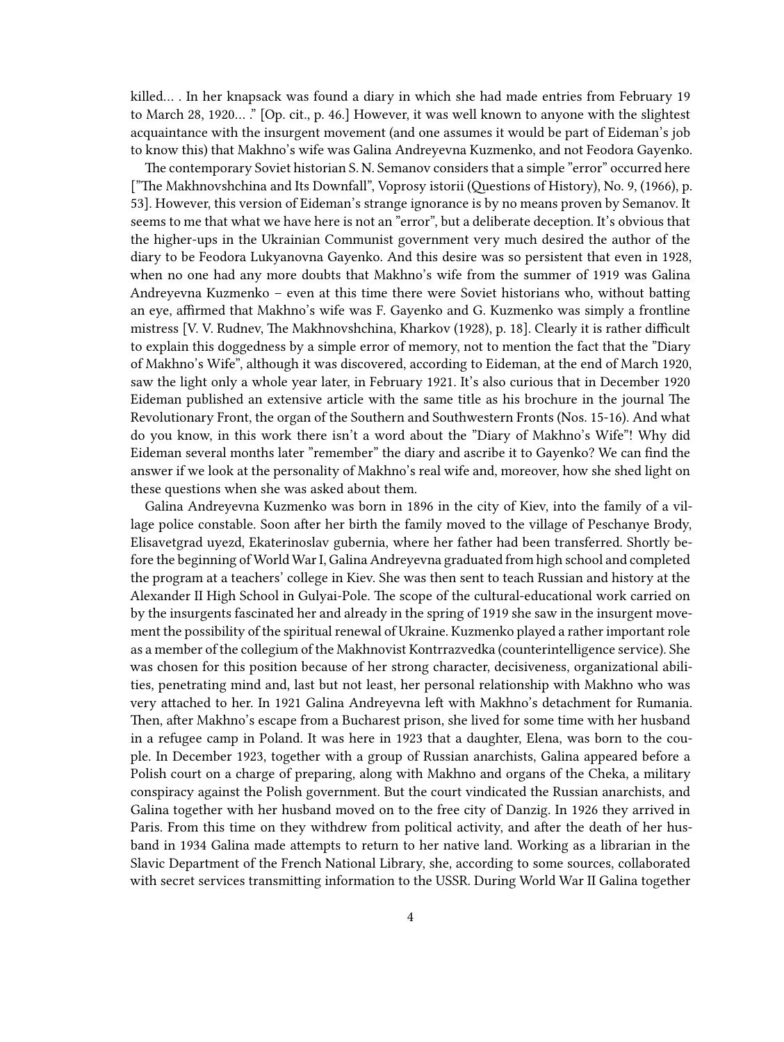killed… . In her knapsack was found a diary in which she had made entries from February 19 to March 28, 1920… ." [Op. cit., p. 46.] However, it was well known to anyone with the slightest acquaintance with the insurgent movement (and one assumes it would be part of Eideman's job to know this) that Makhno's wife was Galina Andreyevna Kuzmenko, and not Feodora Gayenko.

The contemporary Soviet historian S. N. Semanov considers that a simple "error" occurred here ["The Makhnovshchina and Its Downfall", Voprosy istorii (Questions of History), No. 9, (1966), p. 53]. However, this version of Eideman's strange ignorance is by no means proven by Semanov. It seems to me that what we have here is not an "error", but a deliberate deception. It's obvious that the higher-ups in the Ukrainian Communist government very much desired the author of the diary to be Feodora Lukyanovna Gayenko. And this desire was so persistent that even in 1928, when no one had any more doubts that Makhno's wife from the summer of 1919 was Galina Andreyevna Kuzmenko – even at this time there were Soviet historians who, without batting an eye, affirmed that Makhno's wife was F. Gayenko and G. Kuzmenko was simply a frontline mistress [V. V. Rudnev, The Makhnovshchina, Kharkov (1928), p. 18]. Clearly it is rather difficult to explain this doggedness by a simple error of memory, not to mention the fact that the "Diary of Makhno's Wife", although it was discovered, according to Eideman, at the end of March 1920, saw the light only a whole year later, in February 1921. It's also curious that in December 1920 Eideman published an extensive article with the same title as his brochure in the journal The Revolutionary Front, the organ of the Southern and Southwestern Fronts (Nos. 15-16). And what do you know, in this work there isn't a word about the "Diary of Makhno's Wife"! Why did Eideman several months later "remember" the diary and ascribe it to Gayenko? We can find the answer if we look at the personality of Makhno's real wife and, moreover, how she shed light on these questions when she was asked about them.

Galina Andreyevna Kuzmenko was born in 1896 in the city of Kiev, into the family of a village police constable. Soon after her birth the family moved to the village of Peschanye Brody, Elisavetgrad uyezd, Ekaterinoslav gubernia, where her father had been transferred. Shortly before the beginning of World War I, Galina Andreyevna graduated from high school and completed the program at a teachers' college in Kiev. She was then sent to teach Russian and history at the Alexander II High School in Gulyai-Pole. The scope of the cultural-educational work carried on by the insurgents fascinated her and already in the spring of 1919 she saw in the insurgent movement the possibility of the spiritual renewal of Ukraine. Kuzmenko played a rather important role as a member of the collegium of the Makhnovist Kontrrazvedka (counterintelligence service). She was chosen for this position because of her strong character, decisiveness, organizational abilities, penetrating mind and, last but not least, her personal relationship with Makhno who was very attached to her. In 1921 Galina Andreyevna left with Makhno's detachment for Rumania. Then, after Makhno's escape from a Bucharest prison, she lived for some time with her husband in a refugee camp in Poland. It was here in 1923 that a daughter, Elena, was born to the couple. In December 1923, together with a group of Russian anarchists, Galina appeared before a Polish court on a charge of preparing, along with Makhno and organs of the Cheka, a military conspiracy against the Polish government. But the court vindicated the Russian anarchists, and Galina together with her husband moved on to the free city of Danzig. In 1926 they arrived in Paris. From this time on they withdrew from political activity, and after the death of her husband in 1934 Galina made attempts to return to her native land. Working as a librarian in the Slavic Department of the French National Library, she, according to some sources, collaborated with secret services transmitting information to the USSR. During World War II Galina together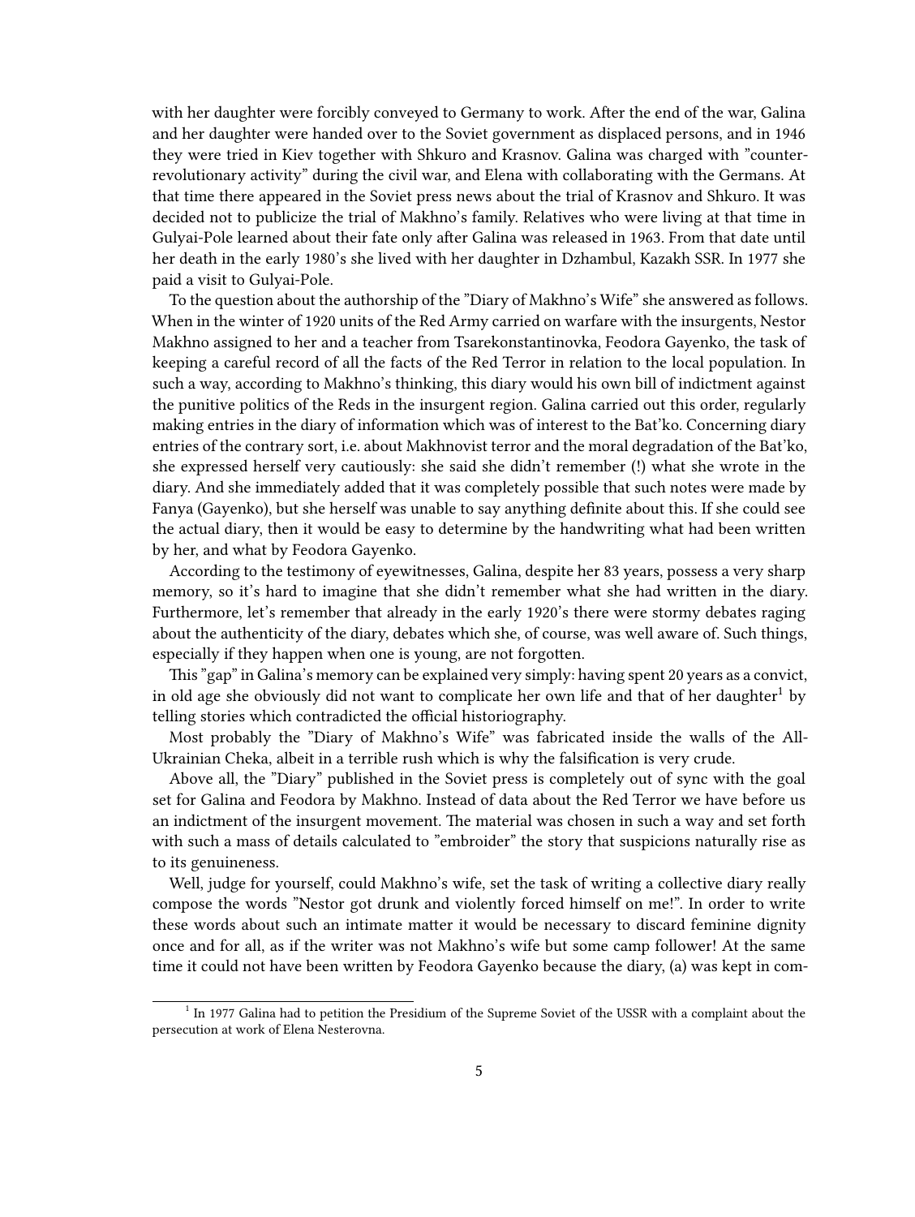with her daughter were forcibly conveyed to Germany to work. After the end of the war, Galina and her daughter were handed over to the Soviet government as displaced persons, and in 1946 they were tried in Kiev together with Shkuro and Krasnov. Galina was charged with "counter-revolutionary activity" during the civil war, and Elena with collaborating with the Germans. At that time there appeared in the Soviet press news about the trial of Krasnov and Shkuro. It was decided not to publicize the trial of Makhno's family. Relatives who were living at that time in Gulyai-Pole learned about their fate only after Galina was released in 1963. From that date until her death in the early 1980's she lived with her daughter in Dzhambul, Kazakh SSR. In 1977 she paid a visit to Gulyai-Pole.

To the question about the authorship of the "Diary of Makhno's Wife" she answered as follows. When in the winter of 1920 units of the Red Army carried on warfare with the insurgents, Nestor Makhno assigned to her and a teacher from Tsarekonstantinovka, Feodora Gayenko, the task of keeping a careful record of all the facts of the Red Terror in relation to the local population. In such a way, according to Makhno's thinking, this diary would his own bill of indictment against the punitive politics of the Reds in the insurgent region. Galina carried out this order, regularly making entries in the diary of information which was of interest to the Bat'ko. Concerning diary entries of the contrary sort, i.e. about Makhnovist terror and the moral degradation of the Bat'ko, she expressed herself very cautiously: she said she didn't remember (!) what she wrote in the diary. And she immediately added that it was completely possible that such notes were made by Fanya (Gayenko), but she herself was unable to say anything definite about this. If she could see the actual diary, then it would be easy to determine by the handwriting what had been written by her, and what by Feodora Gayenko.

According to the testimony of eyewitnesses, Galina, despite her 83 years, possess a very sharp memory, so it's hard to imagine that she didn't remember what she had written in the diary. Furthermore, let's remember that already in the early 1920's there were stormy debates raging about the authenticity of the diary, debates which she, of course, was well aware of. Such things, especially if they happen when one is young, are not forgotten.

This "gap" in Galina's memory can be explained very simply: having spent 20 years as a convict, in old age she obviously did not want to complicate her own life and that of her daughter[1] by telling stories which contradicted the official historiography.

Most probably the "Diary of Makhno's Wife" was fabricated inside the walls of the All-Ukrainian Cheka, albeit in a terrible rush which is why the falsification is very crude.

Above all, the "Diary" published in the Soviet press is completely out of sync with the goal set for Galina and Feodora by Makhno. Instead of data about the Red Terror we have before us an indictment of the insurgent movement. The material was chosen in such a way and set forth with such a mass of details calculated to "embroider" the story that suspicions naturally rise as to its genuineness.

Well, judge for yourself, could Makhno's wife, set the task of writing a collective diary really compose the words "Nestor got drunk and violently forced himself on me!". In order to write these words about such an intimate matter it would be necessary to discard feminine dignity once and for all, as if the writer was not Makhno's wife but some camp follower! At the same time it could not have been written by Feodora Gayenko because the diary, (a) was kept in com-

[1] In 1977 Galina had to petition the Presidium of the Supreme Soviet of the USSR with a complaint about the persecution at work of Elena Nesterovna.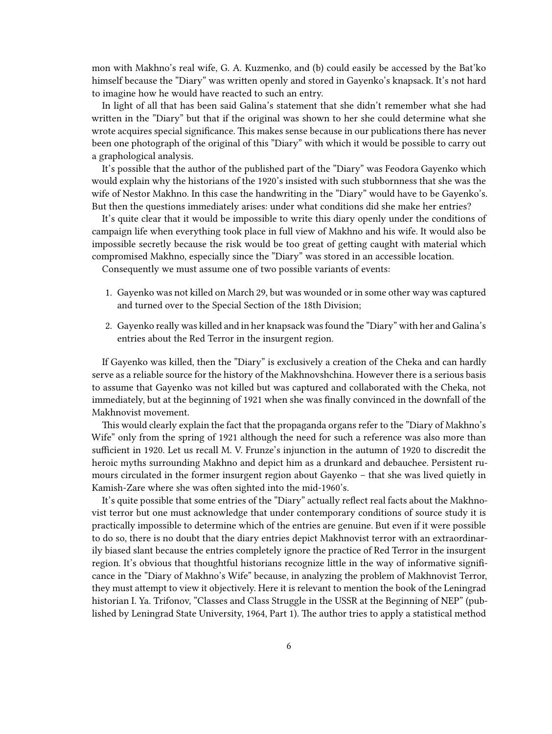mon with Makhno's real wife, G. A. Kuzmenko, and (b) could easily be accessed by the Bat'ko himself because the "Diary" was written openly and stored in Gayenko's knapsack. It's not hard to imagine how he would have reacted to such an entry.

In light of all that has been said Galina's statement that she didn't remember what she had written in the "Diary" but that if the original was shown to her she could determine what she wrote acquires special significance. This makes sense because in our publications there has never been one photograph of the original of this "Diary" with which it would be possible to carry out a graphological analysis.

It's possible that the author of the published part of the "Diary" was Feodora Gayenko which would explain why the historians of the 1920's insisted with such stubbornness that she was the wife of Nestor Makhno. In this case the handwriting in the "Diary" would have to be Gayenko's. But then the questions immediately arises: under what conditions did she make her entries?

It's quite clear that it would be impossible to write this diary openly under the conditions of campaign life when everything took place in full view of Makhno and his wife. It would also be impossible secretly because the risk would be too great of getting caught with material which compromised Makhno, especially since the "Diary" was stored in an accessible location.

Consequently we must assume one of two possible variants of events:

1. Gayenko was not killed on March 29, but was wounded or in some other way was captured and turned over to the Special Section of the 18th Division;
2. Gayenko really was killed and in her knapsack was found the "Diary" with her and Galina's entries about the Red Terror in the insurgent region.

If Gayenko was killed, then the "Diary" is exclusively a creation of the Cheka and can hardly serve as a reliable source for the history of the Makhnovshchina. However there is a serious basis to assume that Gayenko was not killed but was captured and collaborated with the Cheka, not immediately, but at the beginning of 1921 when she was finally convinced in the downfall of the Makhnovist movement.

This would clearly explain the fact that the propaganda organs refer to the "Diary of Makhno's Wife" only from the spring of 1921 although the need for such a reference was also more than sufficient in 1920. Let us recall M. V. Frunze's injunction in the autumn of 1920 to discredit the heroic myths surrounding Makhno and depict him as a drunkard and debauchee. Persistent rumours circulated in the former insurgent region about Gayenko – that she was lived quietly in Kamish-Zare where she was often sighted into the mid-1960's.

It's quite possible that some entries of the "Diary" actually reflect real facts about the Makhnovist terror but one must acknowledge that under contemporary conditions of source study it is practically impossible to determine which of the entries are genuine. But even if it were possible to do so, there is no doubt that the diary entries depict Makhnovist terror with an extraordinarily biased slant because the entries completely ignore the practice of Red Terror in the insurgent region. It's obvious that thoughtful historians recognize little in the way of informative significance in the "Diary of Makhno's Wife" because, in analyzing the problem of Makhnovist Terror, they must attempt to view it objectively. Here it is relevant to mention the book of the Leningrad historian I. Ya. Trifonov, "Classes and Class Struggle in the USSR at the Beginning of NEP" (published by Leningrad State University, 1964, Part 1). The author tries to apply a statistical method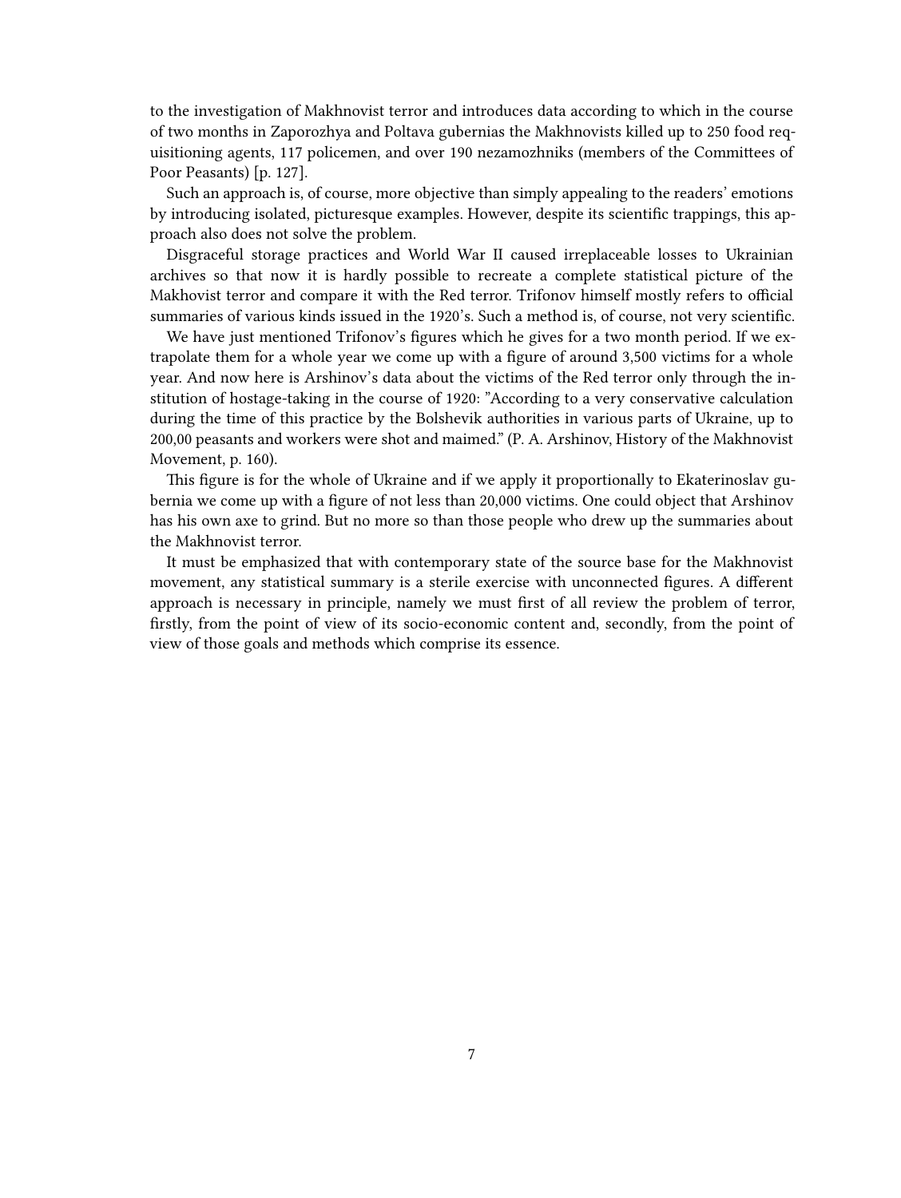to the investigation of Makhnovist terror and introduces data according to which in the course of two months in Zaporozhya and Poltava gubernias the Makhnovists killed up to 250 food requisitioning agents, 117 policemen, and over 190 nezamozhniks (members of the Committees of Poor Peasants) [p. 127].

Such an approach is, of course, more objective than simply appealing to the readers' emotions by introducing isolated, picturesque examples. However, despite its scientific trappings, this approach also does not solve the problem.

Disgraceful storage practices and World War II caused irreplaceable losses to Ukrainian archives so that now it is hardly possible to recreate a complete statistical picture of the Makhovist terror and compare it with the Red terror. Trifonov himself mostly refers to official summaries of various kinds issued in the 1920's. Such a method is, of course, not very scientific.

We have just mentioned Trifonov's figures which he gives for a two month period. If we extrapolate them for a whole year we come up with a figure of around 3,500 victims for a whole year. And now here is Arshinov's data about the victims of the Red terror only through the institution of hostage-taking in the course of 1920: "According to a very conservative calculation during the time of this practice by the Bolshevik authorities in various parts of Ukraine, up to 200,00 peasants and workers were shot and maimed." (P. A. Arshinov, History of the Makhnovist Movement, p. 160).

This figure is for the whole of Ukraine and if we apply it proportionally to Ekaterinoslav gubernia we come up with a figure of not less than 20,000 victims. One could object that Arshinov has his own axe to grind. But no more so than those people who drew up the summaries about the Makhnovist terror.

It must be emphasized that with contemporary state of the source base for the Makhnovist movement, any statistical summary is a sterile exercise with unconnected figures. A different approach is necessary in principle, namely we must first of all review the problem of terror, firstly, from the point of view of its socio-economic content and, secondly, from the point of view of those goals and methods which comprise its essence.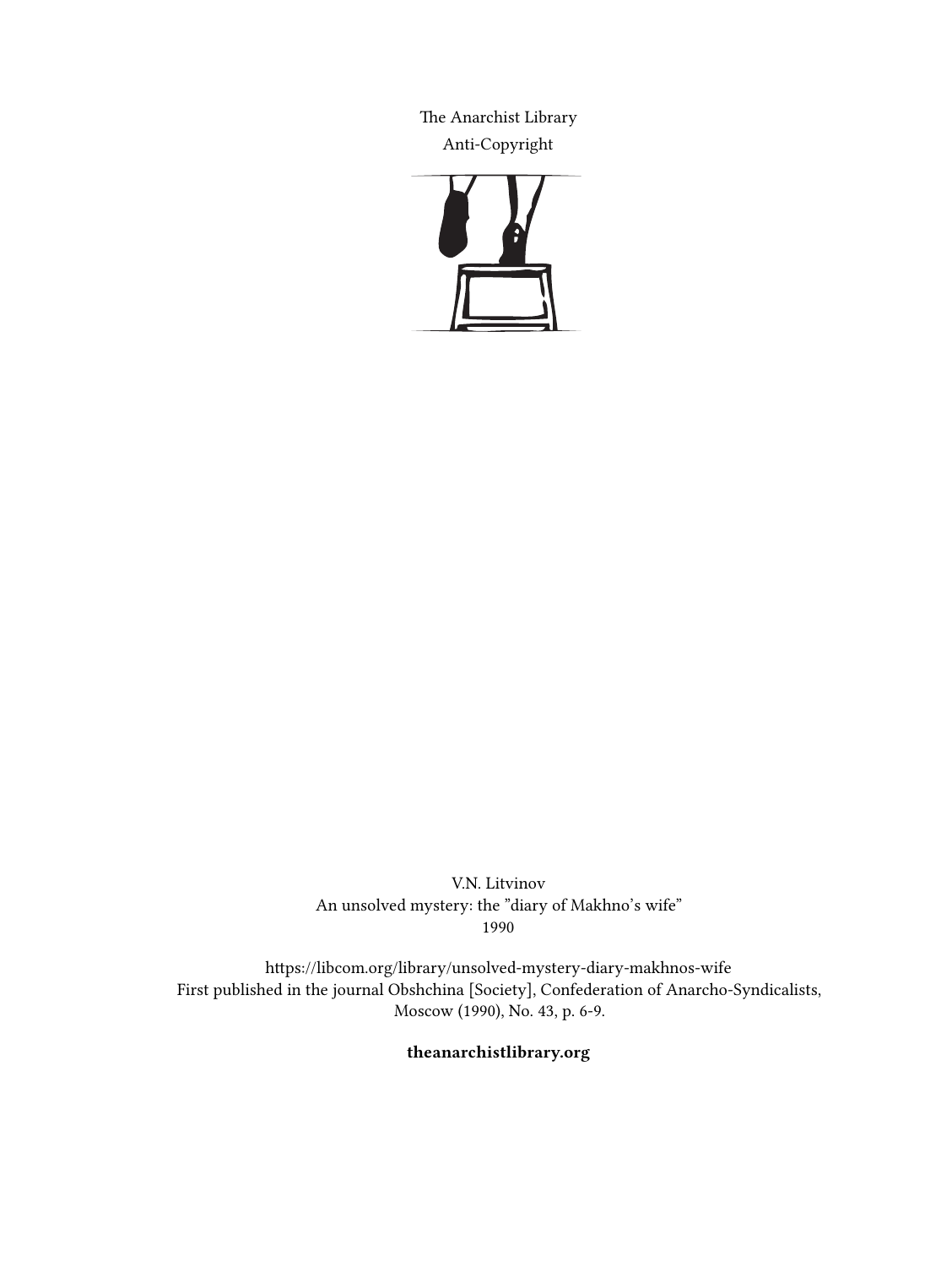The Anarchist Library
Anti-Copyright

V.N. Litvinov
An unsolved mystery: the "diary of Makhno's wife"
1990

https://libcom.org/library/unsolved-mystery-diary-makhnos-wife
First published in the journal Obshchina [Society], Confederation of Anarcho-Syndicalists, Moscow (1990), No. 43, p. 6-9.

**theanarchistlibrary.org**